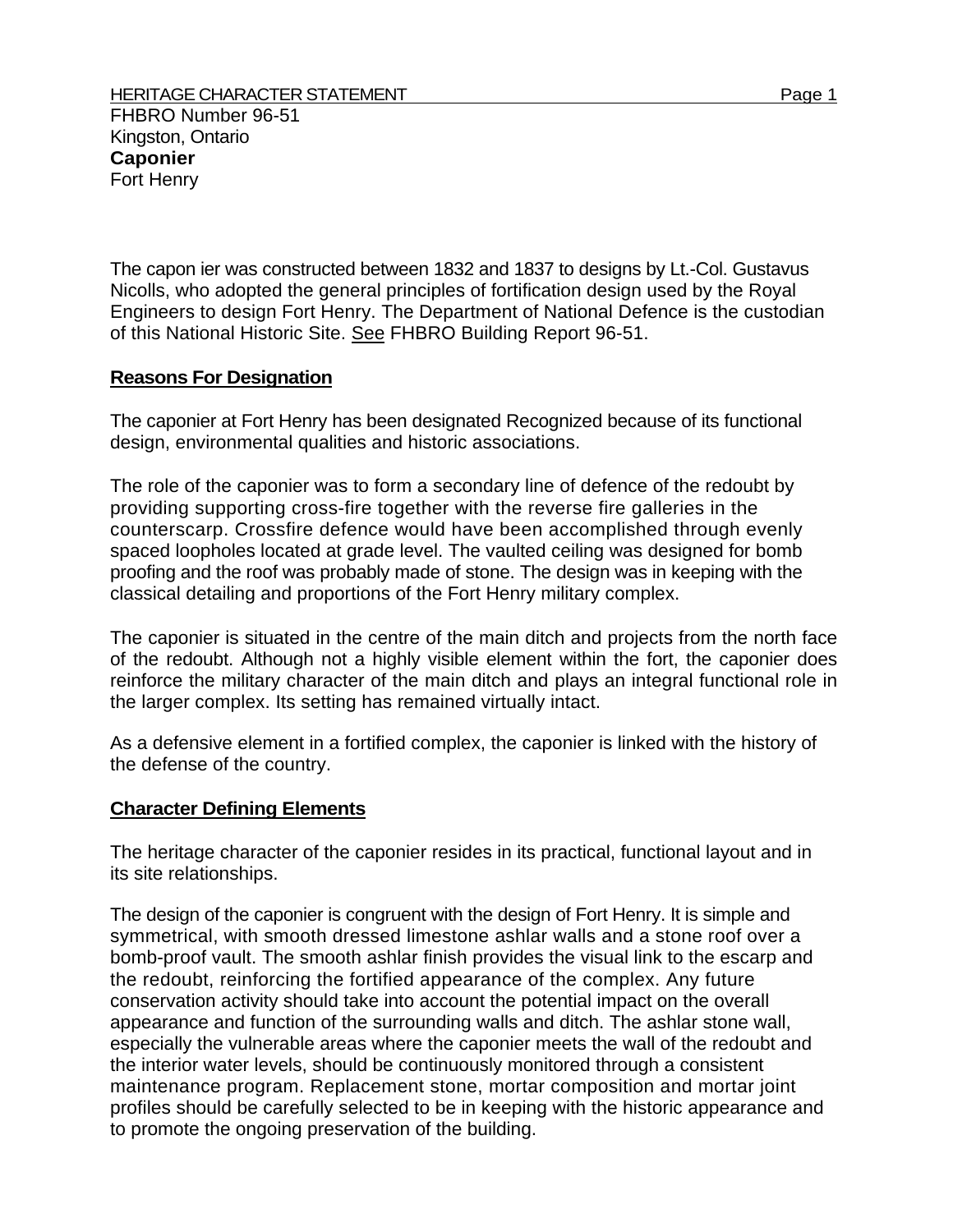HERITAGE CHARACTER STATEMENT

FHBRO Number 96-51
Kingston, Ontario
**Caponier**
Fort Henry

The capon ier was constructed between 1832 and 1837 to designs by Lt.-Col. Gustavus Nicolls, who adopted the general principles of fortification design used by the Royal Engineers to design Fort Henry. The Department of National Defence is the custodian of this National Historic Site. See FHBRO Building Report 96-51.

## Reasons For Designation

The caponier at Fort Henry has been designated Recognized because of its functional design, environmental qualities and historic associations.

The role of the caponier was to form a secondary line of defence of the redoubt by providing supporting cross-fire together with the reverse fire galleries in the counterscarp. Crossfire defence would have been accomplished through evenly spaced loopholes located at grade level. The vaulted ceiling was designed for bomb proofing and the roof was probably made of stone. The design was in keeping with the classical detailing and proportions of the Fort Henry military complex.

The caponier is situated in the centre of the main ditch and projects from the north face of the redoubt. Although not a highly visible element within the fort, the caponier does reinforce the military character of the main ditch and plays an integral functional role in the larger complex. Its setting has remained virtually intact.

As a defensive element in a fortified complex, the caponier is linked with the history of the defense of the country.

## Character Defining Elements

The heritage character of the caponier resides in its practical, functional layout and in its site relationships.

The design of the caponier is congruent with the design of Fort Henry. It is simple and symmetrical, with smooth dressed limestone ashlar walls and a stone roof over a bomb-proof vault. The smooth ashlar finish provides the visual link to the escarp and the redoubt, reinforcing the fortified appearance of the complex. Any future conservation activity should take into account the potential impact on the overall appearance and function of the surrounding walls and ditch. The ashlar stone wall, especially the vulnerable areas where the caponier meets the wall of the redoubt and the interior water levels, should be continuously monitored through a consistent maintenance program. Replacement stone, mortar composition and mortar joint profiles should be carefully selected to be in keeping with the historic appearance and to promote the ongoing preservation of the building.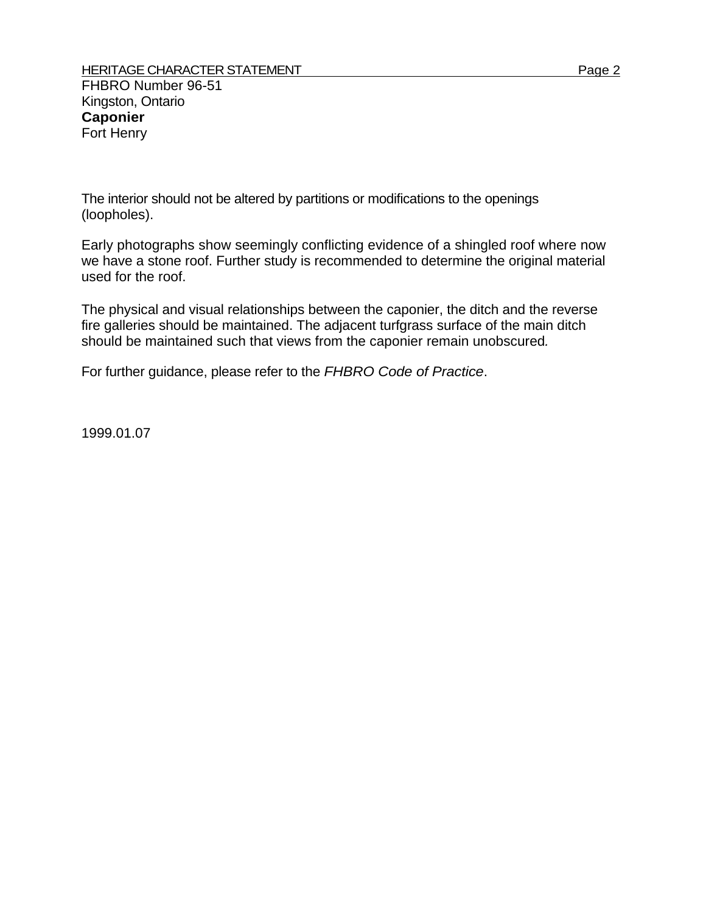The interior should not be altered by partitions or modifications to the openings (loopholes).

Early photographs show seemingly conflicting evidence of a shingled roof where now we have a stone roof. Further study is recommended to determine the original material used for the roof.

The physical and visual relationships between the caponier, the ditch and the reverse fire galleries should be maintained. The adjacent turfgrass surface of the main ditch should be maintained such that views from the caponier remain unobscured.

For further guidance, please refer to the *FHBRO Code of Practice*.

1999.01.07